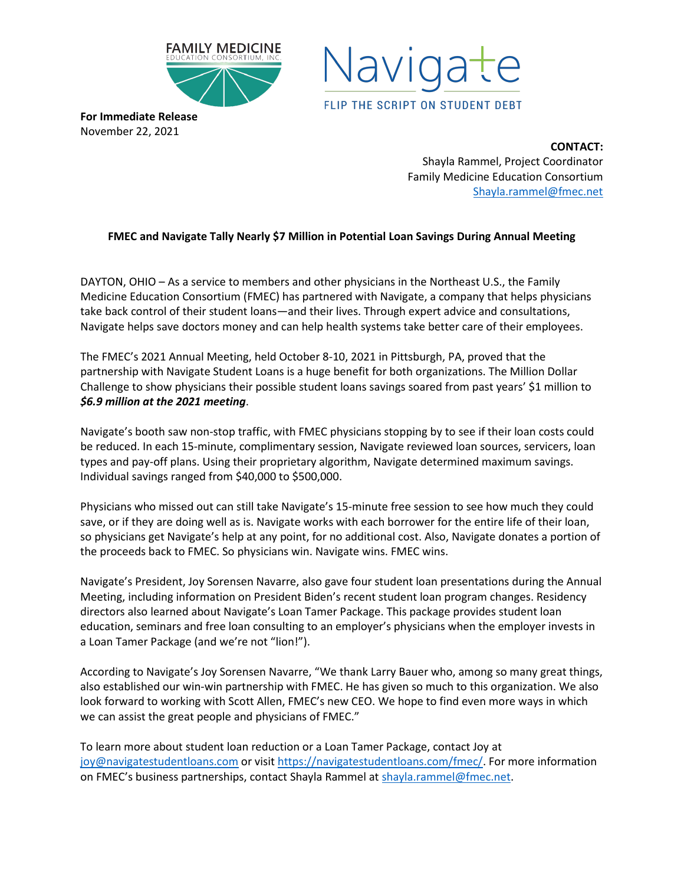FAMILY MEDICINE EDUCATION CONSORTIUM, INC.

Navigate
FLIP THE SCRIPT ON STUDENT DEBT

**For Immediate Release**
November 22, 2021

**CONTACT:**
Shayla Rammel, Project Coordinator
Family Medicine Education Consortium
Shayla.rammel@fmec.net

**FMEC and Navigate Tally Nearly $7 Million in Potential Loan Savings During Annual Meeting**

DAYTON, OHIO – As a service to members and other physicians in the Northeast U.S., the Family Medicine Education Consortium (FMEC) has partnered with Navigate, a company that helps physicians take back control of their student loans—and their lives. Through expert advice and consultations, Navigate helps save doctors money and can help health systems take better care of their employees.

The FMEC's 2021 Annual Meeting, held October 8-10, 2021 in Pittsburgh, PA, proved that the partnership with Navigate Student Loans is a huge benefit for both organizations. The Million Dollar Challenge to show physicians their possible student loans savings soared from past years' $1 million to ***$6.9 million at the 2021 meeting***.

Navigate's booth saw non-stop traffic, with FMEC physicians stopping by to see if their loan costs could be reduced. In each 15-minute, complimentary session, Navigate reviewed loan sources, servicers, loan types and pay-off plans. Using their proprietary algorithm, Navigate determined maximum savings. Individual savings ranged from $40,000 to $500,000.

Physicians who missed out can still take Navigate's 15-minute free session to see how much they could save, or if they are doing well as is. Navigate works with each borrower for the entire life of their loan, so physicians get Navigate's help at any point, for no additional cost. Also, Navigate donates a portion of the proceeds back to FMEC. So physicians win. Navigate wins. FMEC wins.

Navigate's President, Joy Sorensen Navarre, also gave four student loan presentations during the Annual Meeting, including information on President Biden's recent student loan program changes. Residency directors also learned about Navigate's Loan Tamer Package. This package provides student loan education, seminars and free loan consulting to an employer's physicians when the employer invests in a Loan Tamer Package (and we're not "lion!").

According to Navigate's Joy Sorensen Navarre, "We thank Larry Bauer who, among so many great things, also established our win-win partnership with FMEC. He has given so much to this organization. We also look forward to working with Scott Allen, FMEC's new CEO. We hope to find even more ways in which we can assist the great people and physicians of FMEC."

To learn more about student loan reduction or a Loan Tamer Package, contact Joy at joy@navigatestudentloans.com or visit https://navigatestudentloans.com/fmec/. For more information on FMEC's business partnerships, contact Shayla Rammel at shayla.rammel@fmec.net.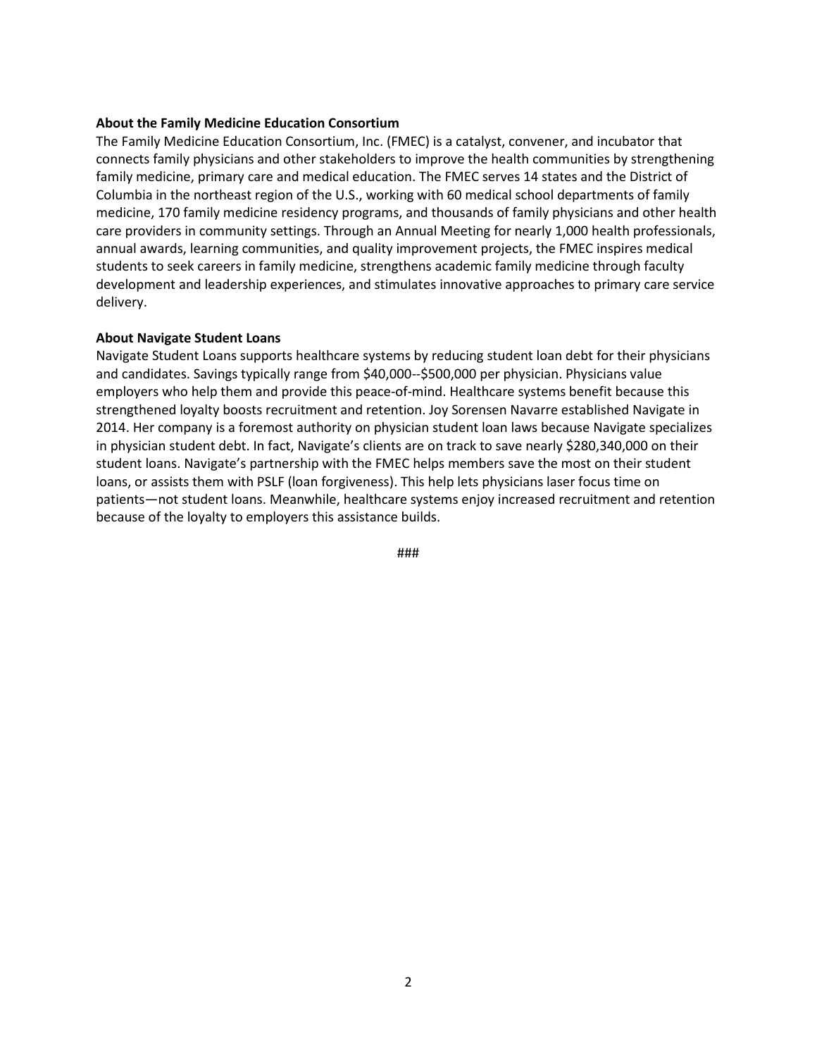**About the Family Medicine Education Consortium**

The Family Medicine Education Consortium, Inc. (FMEC) is a catalyst, convener, and incubator that connects family physicians and other stakeholders to improve the health communities by strengthening family medicine, primary care and medical education. The FMEC serves 14 states and the District of Columbia in the northeast region of the U.S., working with 60 medical school departments of family medicine, 170 family medicine residency programs, and thousands of family physicians and other health care providers in community settings. Through an Annual Meeting for nearly 1,000 health professionals, annual awards, learning communities, and quality improvement projects, the FMEC inspires medical students to seek careers in family medicine, strengthens academic family medicine through faculty development and leadership experiences, and stimulates innovative approaches to primary care service delivery.

**About Navigate Student Loans**

Navigate Student Loans supports healthcare systems by reducing student loan debt for their physicians and candidates. Savings typically range from $40,000--$500,000 per physician. Physicians value employers who help them and provide this peace-of-mind. Healthcare systems benefit because this strengthened loyalty boosts recruitment and retention. Joy Sorensen Navarre established Navigate in 2014. Her company is a foremost authority on physician student loan laws because Navigate specializes in physician student debt. In fact, Navigate's clients are on track to save nearly $280,340,000 on their student loans. Navigate's partnership with the FMEC helps members save the most on their student loans, or assists them with PSLF (loan forgiveness). This help lets physicians laser focus time on patients—not student loans. Meanwhile, healthcare systems enjoy increased recruitment and retention because of the loyalty to employers this assistance builds.

###